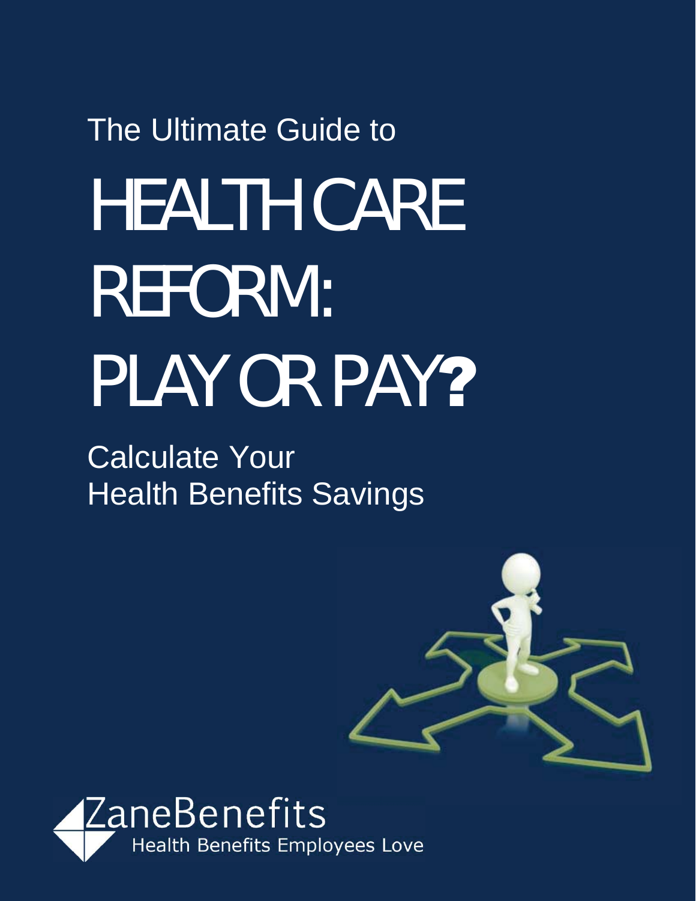The Ultimate Guide to

# HEALTH CARE REFORM: PLAY OR PAY?

## Calculate Your Health Benefits Savings

ZaneBenefits

Health Benefits Employees Love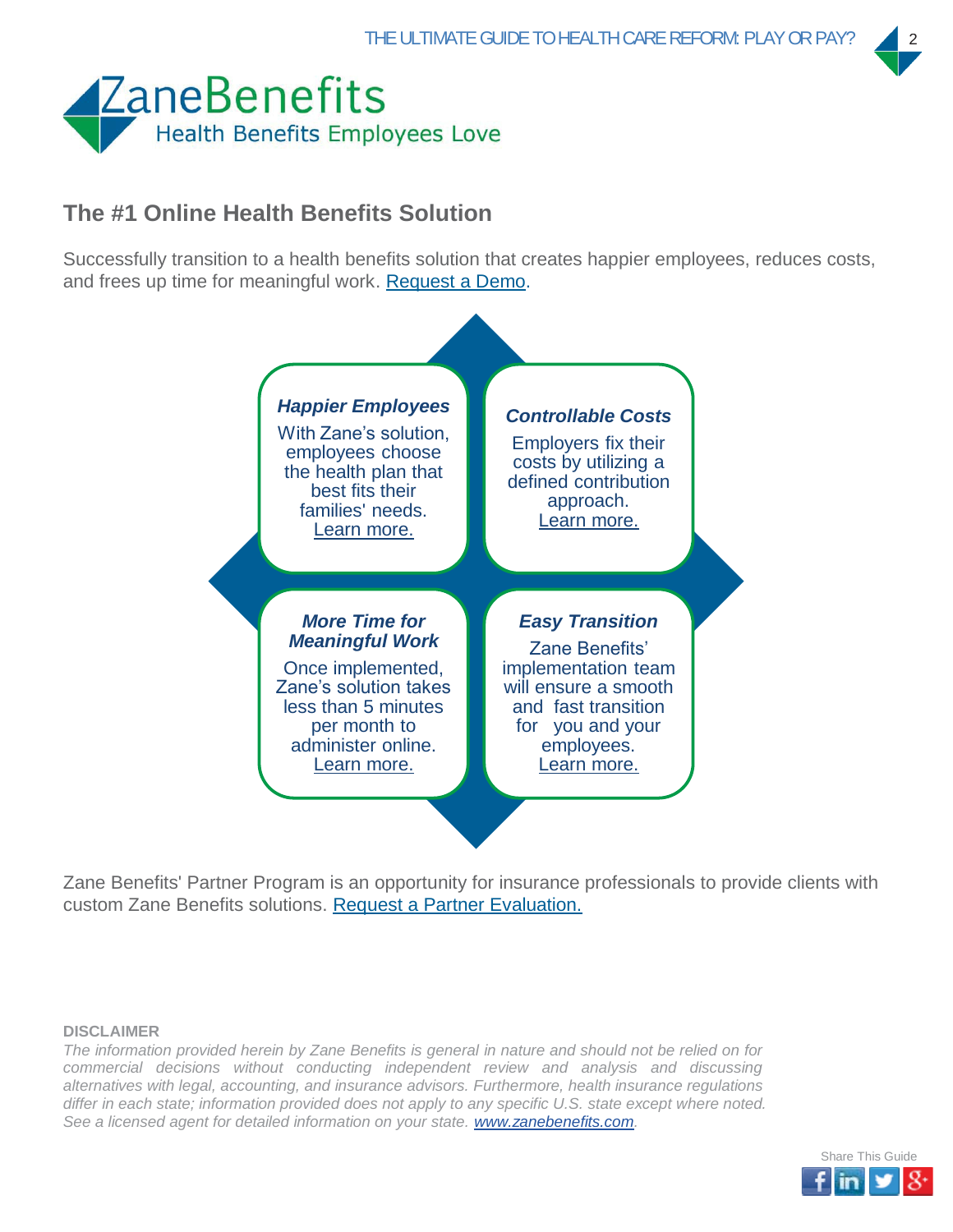ZaneBenefits
Health Benefits Employees Love

## The #1 Online Health Benefits Solution

Successfully transition to a health benefits solution that creates happier employees, reduces costs, and frees up time for meaningful work. Request a Demo.

***Happier Employees***

With Zane's solution, employees choose the health plan that best fits their families' needs. Learn more.

***Controllable Costs***

Employers fix their costs by utilizing a defined contribution approach. Learn more.

***More Time for Meaningful Work***

Once implemented, Zane's solution takes less than 5 minutes per month to administer online. Learn more.

***Easy Transition***

Zane Benefits' implementation team will ensure a smooth and fast transition for you and your employees. Learn more.

Zane Benefits' Partner Program is an opportunity for insurance professionals to provide clients with custom Zane Benefits solutions. Request a Partner Evaluation.

**DISCLAIMER**

*The information provided herein by Zane Benefits is general in nature and should not be relied on for commercial decisions without conducting independent review and analysis and discussing alternatives with legal, accounting, and insurance advisors. Furthermore, health insurance regulations differ in each state; information provided does not apply to any specific U.S. state except where noted. See a licensed agent for detailed information on your state. www.zanebenefits.com.*

Share This Guide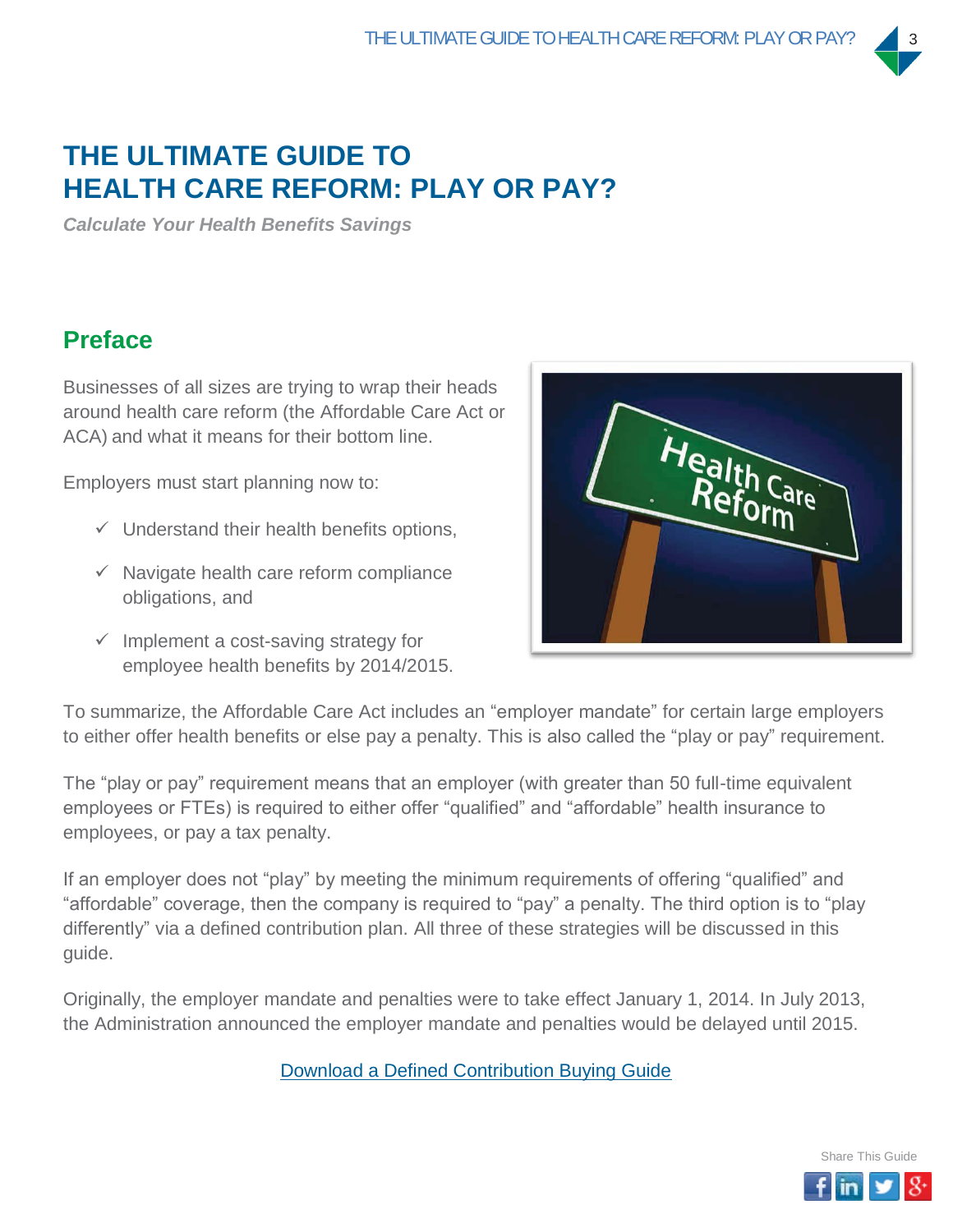# THE ULTIMATE GUIDE TO HEALTH CARE REFORM: PLAY OR PAY?

***Calculate Your Health Benefits Savings***

## Preface

Businesses of all sizes are trying to wrap their heads around health care reform (the Affordable Care Act or ACA) and what it means for their bottom line.

Employers must start planning now to:

- ✓ Understand their health benefits options,
- ✓ Navigate health care reform compliance obligations, and
- ✓ Implement a cost-saving strategy for employee health benefits by 2014/2015.

To summarize, the Affordable Care Act includes an "employer mandate" for certain large employers to either offer health benefits or else pay a penalty. This is also called the "play or pay" requirement.

The "play or pay" requirement means that an employer (with greater than 50 full-time equivalent employees or FTEs) is required to either offer "qualified" and "affordable" health insurance to employees, or pay a tax penalty.

If an employer does not "play" by meeting the minimum requirements of offering "qualified" and "affordable" coverage, then the company is required to "pay" a penalty. The third option is to "play differently" via a defined contribution plan. All three of these strategies will be discussed in this guide.

Originally, the employer mandate and penalties were to take effect January 1, 2014. In July 2013, the Administration announced the employer mandate and penalties would be delayed until 2015.

Download a Defined Contribution Buying Guide

Share This Guide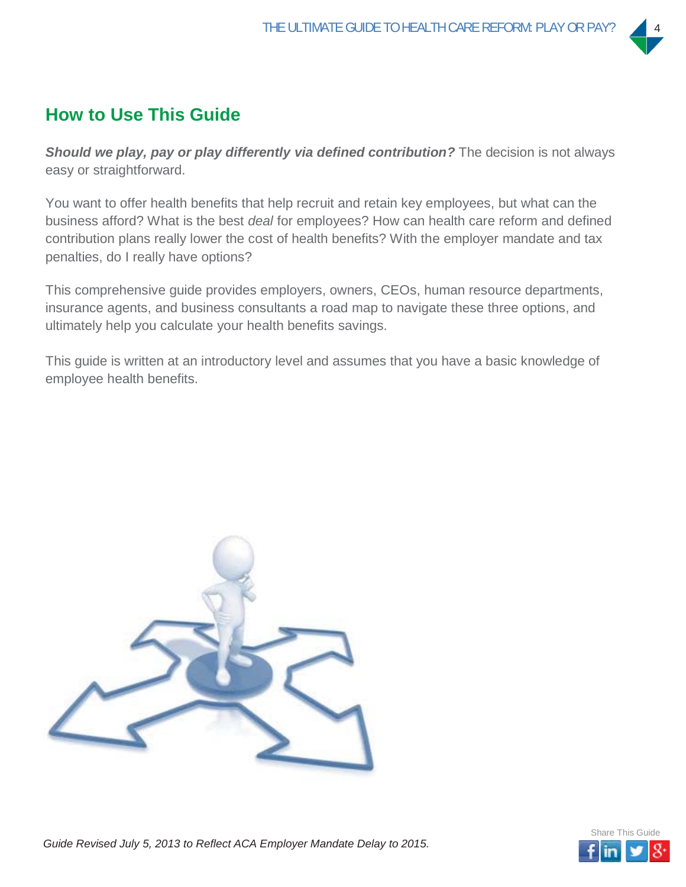## How to Use This Guide

***Should we play, pay or play differently via defined contribution?*** The decision is not always easy or straightforward.

You want to offer health benefits that help recruit and retain key employees, but what can the business afford? What is the best *deal* for employees? How can health care reform and defined contribution plans really lower the cost of health benefits? With the employer mandate and tax penalties, do I really have options?

This comprehensive guide provides employers, owners, CEOs, human resource departments, insurance agents, and business consultants a road map to navigate these three options, and ultimately help you calculate your health benefits savings.

This guide is written at an introductory level and assumes that you have a basic knowledge of employee health benefits.

*Guide Revised July 5, 2013 to Reflect ACA Employer Mandate Delay to 2015.*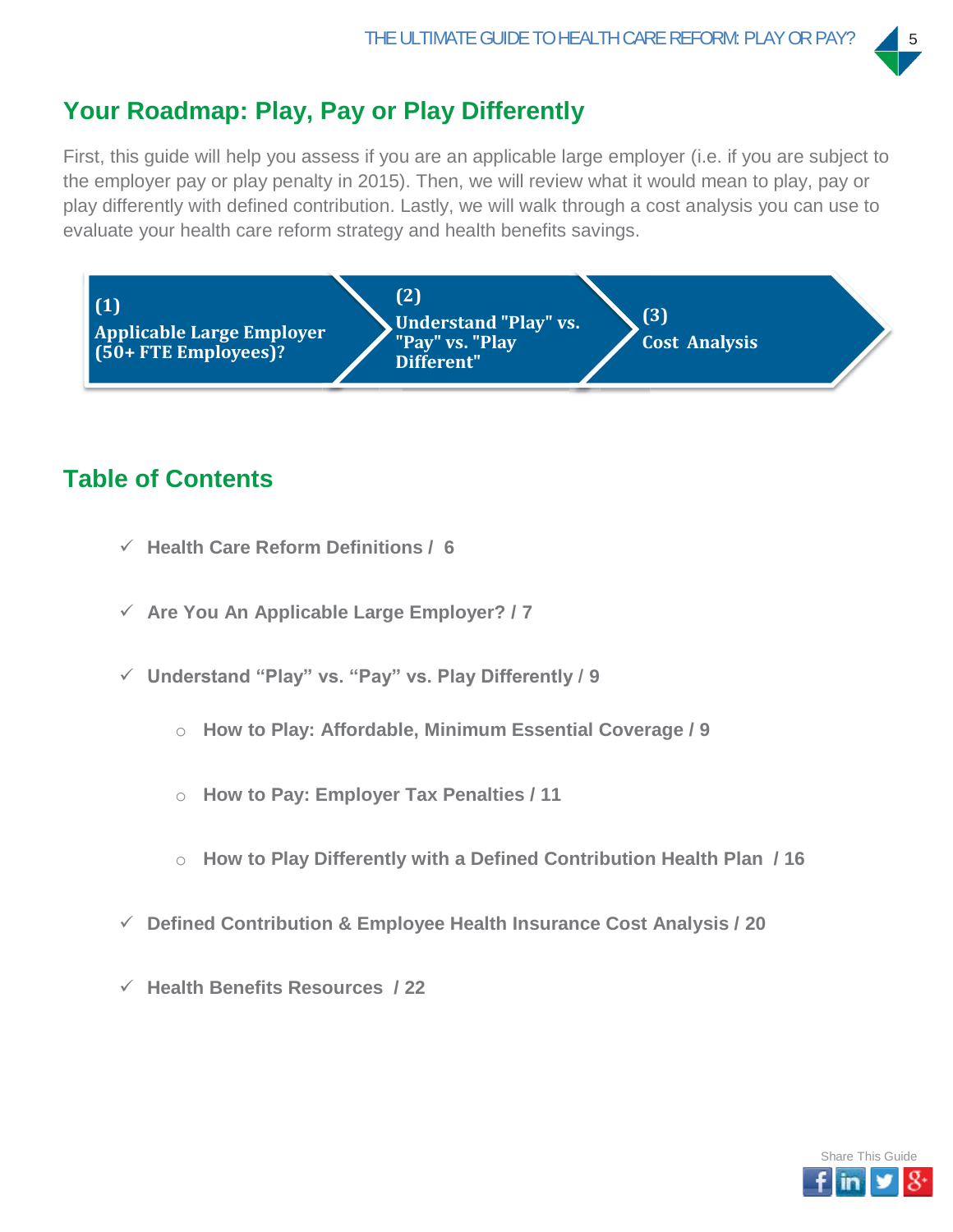## Your Roadmap: Play, Pay or Play Differently

First, this guide will help you assess if you are an applicable large employer (i.e. if you are subject to the employer pay or play penalty in 2015). Then, we will review what it would mean to play, pay or play differently with defined contribution. Lastly, we will walk through a cost analysis you can use to evaluate your health care reform strategy and health benefits savings.

**(1)**
**Applicable Large Employer (50+ FTE Employees)?**

**(2)**
**Understand "Play" vs. "Pay" vs. "Play Different"**

**(3)**
**Cost Analysis**

## Table of Contents

- ✓ **Health Care Reform Definitions / 6**
- ✓ **Are You An Applicable Large Employer? / 7**
- ✓ **Understand "Play" vs. "Pay" vs. Play Differently / 9**
  - **How to Play: Affordable, Minimum Essential Coverage / 9**
  - **How to Pay: Employer Tax Penalties / 11**
  - **How to Play Differently with a Defined Contribution Health Plan / 16**
- ✓ **Defined Contribution & Employee Health Insurance Cost Analysis / 20**
- ✓ **Health Benefits Resources / 22**

Share This Guide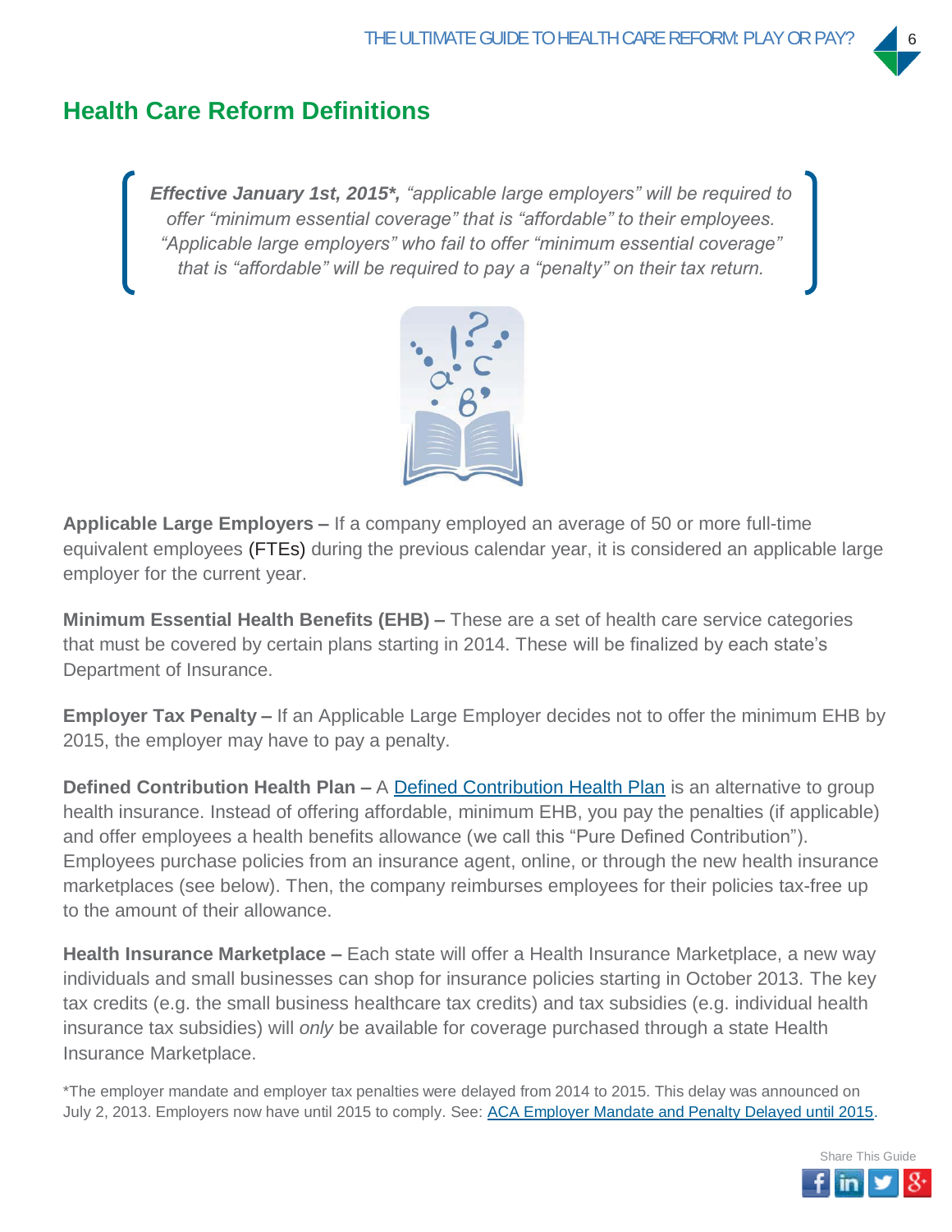## Health Care Reform Definitions

> ***Effective January 1st, 2015\*,*** *"applicable large employers" will be required to offer "minimum essential coverage" that is "affordable" to their employees. "Applicable large employers" who fail to offer "minimum essential coverage" that is "affordable" will be required to pay a "penalty" on their tax return.*

**Applicable Large Employers –** If a company employed an average of 50 or more full-time equivalent employees (FTEs) during the previous calendar year, it is considered an applicable large employer for the current year.

**Minimum Essential Health Benefits (EHB) –** These are a set of health care service categories that must be covered by certain plans starting in 2014. These will be finalized by each state's Department of Insurance.

**Employer Tax Penalty –** If an Applicable Large Employer decides not to offer the minimum EHB by 2015, the employer may have to pay a penalty.

**Defined Contribution Health Plan –** A Defined Contribution Health Plan is an alternative to group health insurance. Instead of offering affordable, minimum EHB, you pay the penalties (if applicable) and offer employees a health benefits allowance (we call this "Pure Defined Contribution"). Employees purchase policies from an insurance agent, online, or through the new health insurance marketplaces (see below). Then, the company reimburses employees for their policies tax-free up to the amount of their allowance.

**Health Insurance Marketplace –** Each state will offer a Health Insurance Marketplace, a new way individuals and small businesses can shop for insurance policies starting in October 2013. The key tax credits (e.g. the small business healthcare tax credits) and tax subsidies (e.g. individual health insurance tax subsidies) will *only* be available for coverage purchased through a state Health Insurance Marketplace.

*The employer mandate and employer tax penalties were delayed from 2014 to 2015. This delay was announced on July 2, 2013. Employers now have until 2015 to comply. See: ACA Employer Mandate and Penalty Delayed until 2015.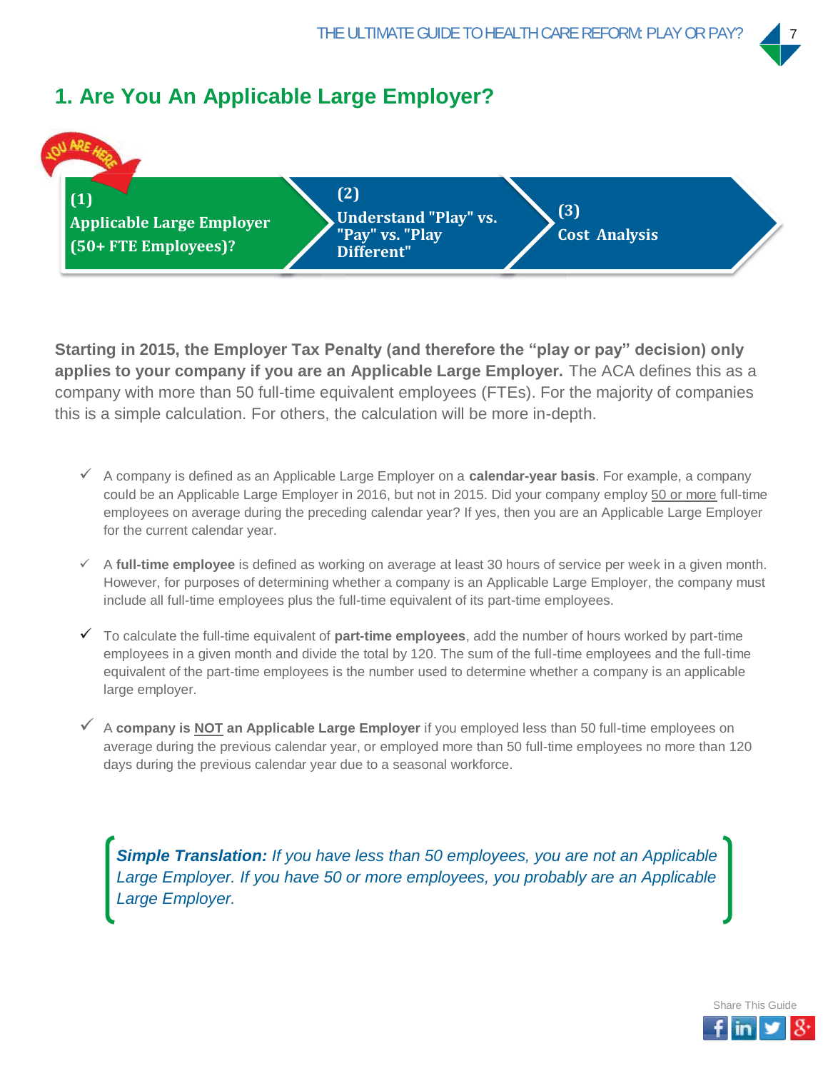# 1. Are You An Applicable Large Employer?

YOU ARE HERE

(1) Applicable Large Employer (50+ FTE Employees)?

(2) Understand "Play" vs. "Pay" vs. "Play Different"

(3) Cost Analysis

**Starting in 2015, the Employer Tax Penalty (and therefore the "play or pay" decision) only applies to your company if you are an Applicable Large Employer.** The ACA defines this as a company with more than 50 full-time equivalent employees (FTEs). For the majority of companies this is a simple calculation. For others, the calculation will be more in-depth.

- ✓ A company is defined as an Applicable Large Employer on a **calendar-year basis**. For example, a company could be an Applicable Large Employer in 2016, but not in 2015. Did your company employ <u>50 or more</u> full-time employees on average during the preceding calendar year? If yes, then you are an Applicable Large Employer for the current calendar year.

- ✓ A **full-time employee** is defined as working on average at least 30 hours of service per week in a given month. However, for purposes of determining whether a company is an Applicable Large Employer, the company must include all full-time employees plus the full-time equivalent of its part-time employees.

- ✓ To calculate the full-time equivalent of **part-time employees**, add the number of hours worked by part-time employees in a given month and divide the total by 120. The sum of the full-time employees and the full-time equivalent of the part-time employees is the number used to determine whether a company is an applicable large employer.

- ✓ A **company is <u>NOT</u> an Applicable Large Employer** if you employed less than 50 full-time employees on average during the previous calendar year, or employed more than 50 full-time employees no more than 120 days during the previous calendar year due to a seasonal workforce.

***Simple Translation:*** *If you have less than 50 employees, you are not an Applicable Large Employer. If you have 50 or more employees, you probably are an Applicable Large Employer.*

Share This Guide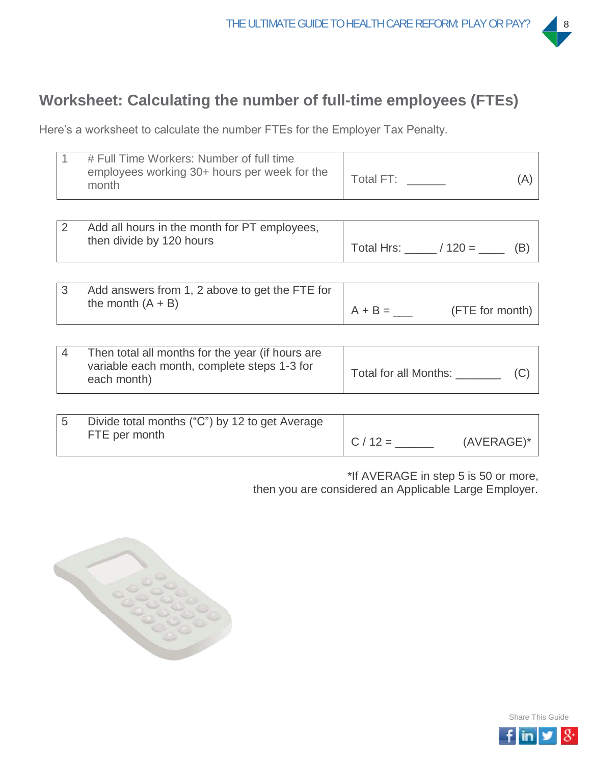## Worksheet: Calculating the number of full-time employees (FTEs)

Here's a worksheet to calculate the number FTEs for the Employer Tax Penalty.

| | | |
|---|---|---|
| 1 | # Full Time Workers: Number of full time employees working 30+ hours per week for the month | Total FT: ______ (A) |
| 2 | Add all hours in the month for PT employees, then divide by 120 hours | Total Hrs: _____ / 120 = ____ (B) |
| 3 | Add answers from 1, 2 above to get the FTE for the month (A + B) | A + B = ___ (FTE for month) |
| 4 | Then total all months for the year (if hours are variable each month, complete steps 1-3 for each month) | Total for all Months: _______ (C) |
| 5 | Divide total months ("C") by 12 to get Average FTE per month | C / 12 = ______ (AVERAGE)* |

*If AVERAGE in step 5 is 50 or more, then you are considered an Applicable Large Employer.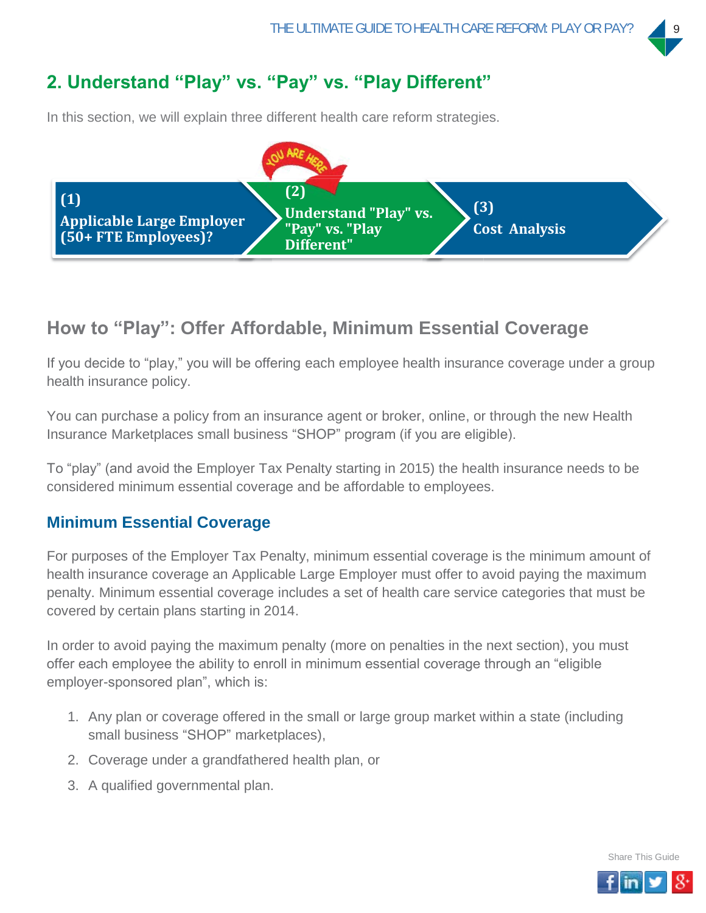## 2. Understand "Play" vs. "Pay" vs. "Play Different"

In this section, we will explain three different health care reform strategies.

(1) Applicable Large Employer (50+ FTE Employees)? → YOU ARE HERE (2) Understand "Play" vs. "Pay" vs. "Play Different" → (3) Cost Analysis

### How to "Play": Offer Affordable, Minimum Essential Coverage

If you decide to "play," you will be offering each employee health insurance coverage under a group health insurance policy.

You can purchase a policy from an insurance agent or broker, online, or through the new Health Insurance Marketplaces small business "SHOP" program (if you are eligible).

To "play" (and avoid the Employer Tax Penalty starting in 2015) the health insurance needs to be considered minimum essential coverage and be affordable to employees.

#### Minimum Essential Coverage

For purposes of the Employer Tax Penalty, minimum essential coverage is the minimum amount of health insurance coverage an Applicable Large Employer must offer to avoid paying the maximum penalty. Minimum essential coverage includes a set of health care service categories that must be covered by certain plans starting in 2014.

In order to avoid paying the maximum penalty (more on penalties in the next section), you must offer each employee the ability to enroll in minimum essential coverage through an "eligible employer-sponsored plan", which is:

1. Any plan or coverage offered in the small or large group market within a state (including small business "SHOP" marketplaces),
2. Coverage under a grandfathered health plan, or
3. A qualified governmental plan.

Share This Guide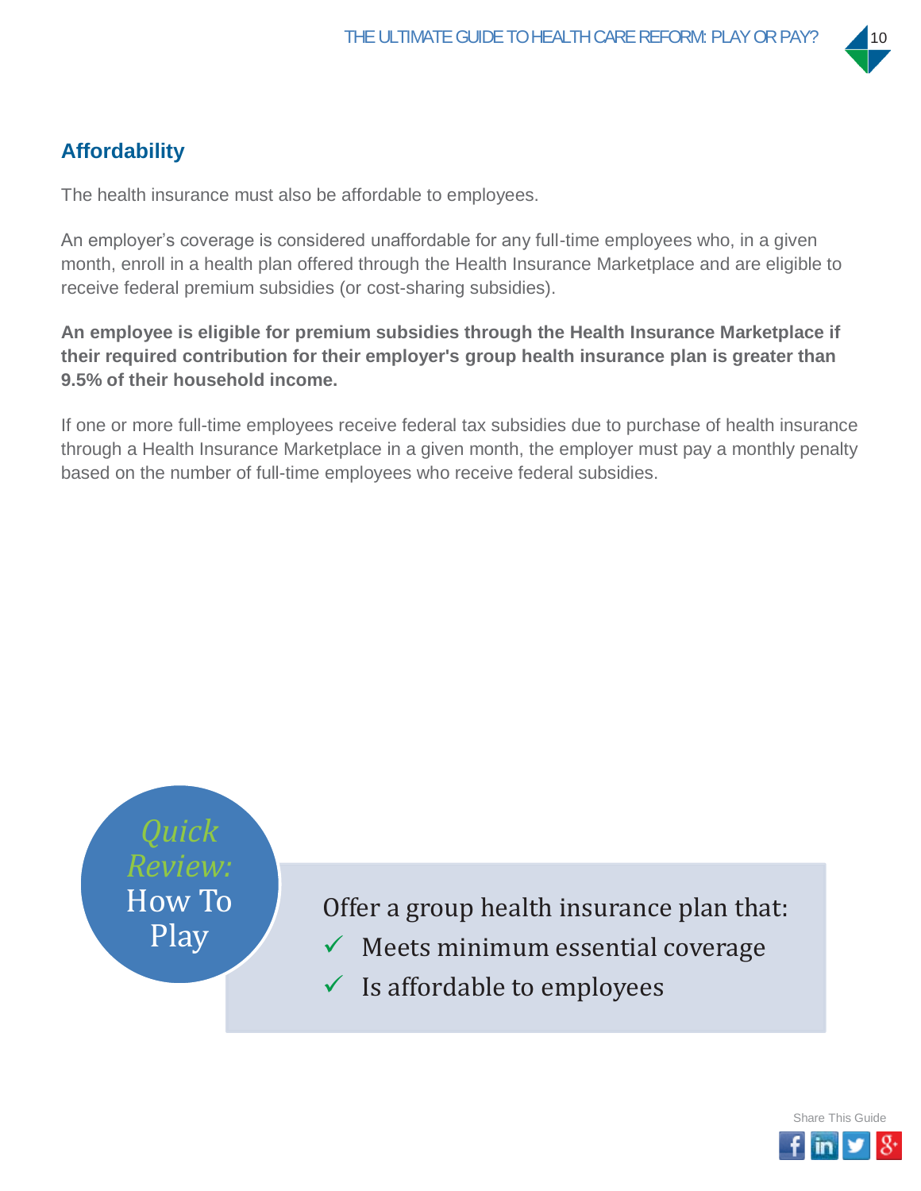## Affordability

The health insurance must also be affordable to employees.

An employer's coverage is considered unaffordable for any full-time employees who, in a given month, enroll in a health plan offered through the Health Insurance Marketplace and are eligible to receive federal premium subsidies (or cost-sharing subsidies).

**An employee is eligible for premium subsidies through the Health Insurance Marketplace if their required contribution for their employer's group health insurance plan is greater than 9.5% of their household income.**

If one or more full-time employees receive federal tax subsidies due to purchase of health insurance through a Health Insurance Marketplace in a given month, the employer must pay a monthly penalty based on the number of full-time employees who receive federal subsidies.

*Quick Review:* How To Play

Offer a group health insurance plan that:

- ✓ Meets minimum essential coverage
- ✓ Is affordable to employees

Share This Guide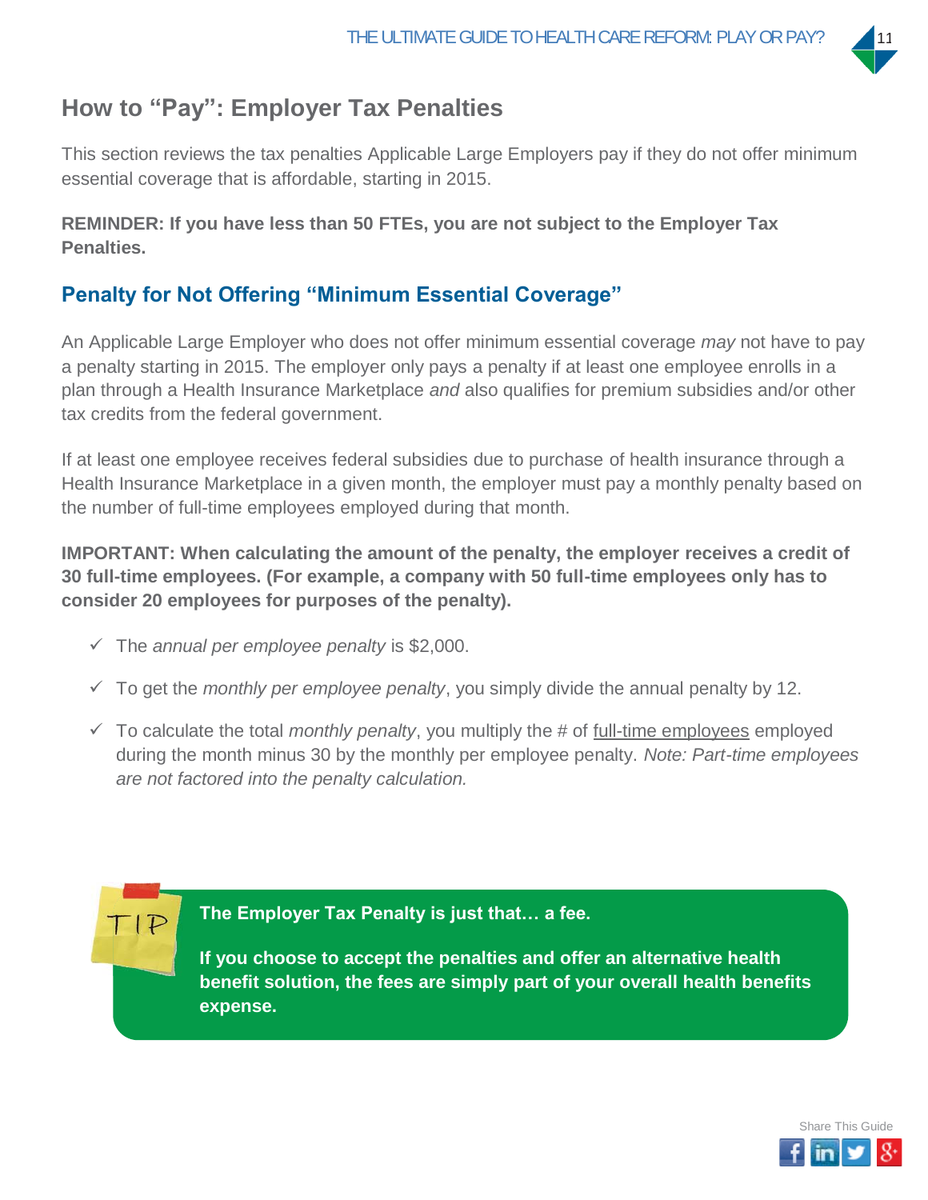## How to "Pay": Employer Tax Penalties

This section reviews the tax penalties Applicable Large Employers pay if they do not offer minimum essential coverage that is affordable, starting in 2015.

**REMINDER: If you have less than 50 FTEs, you are not subject to the Employer Tax Penalties.**

### Penalty for Not Offering "Minimum Essential Coverage"

An Applicable Large Employer who does not offer minimum essential coverage *may* not have to pay a penalty starting in 2015. The employer only pays a penalty if at least one employee enrolls in a plan through a Health Insurance Marketplace *and* also qualifies for premium subsidies and/or other tax credits from the federal government.

If at least one employee receives federal subsidies due to purchase of health insurance through a Health Insurance Marketplace in a given month, the employer must pay a monthly penalty based on the number of full-time employees employed during that month.

**IMPORTANT: When calculating the amount of the penalty, the employer receives a credit of 30 full-time employees. (For example, a company with 50 full-time employees only has to consider 20 employees for purposes of the penalty).**

- ✓ The *annual per employee penalty* is $2,000.
- ✓ To get the *monthly per employee penalty*, you simply divide the annual penalty by 12.
- ✓ To calculate the total *monthly penalty*, you multiply the # of full-time employees employed during the month minus 30 by the monthly per employee penalty. *Note: Part-time employees are not factored into the penalty calculation.*

TIP

**The Employer Tax Penalty is just that… a fee.**

**If you choose to accept the penalties and offer an alternative health benefit solution, the fees are simply part of your overall health benefits expense.**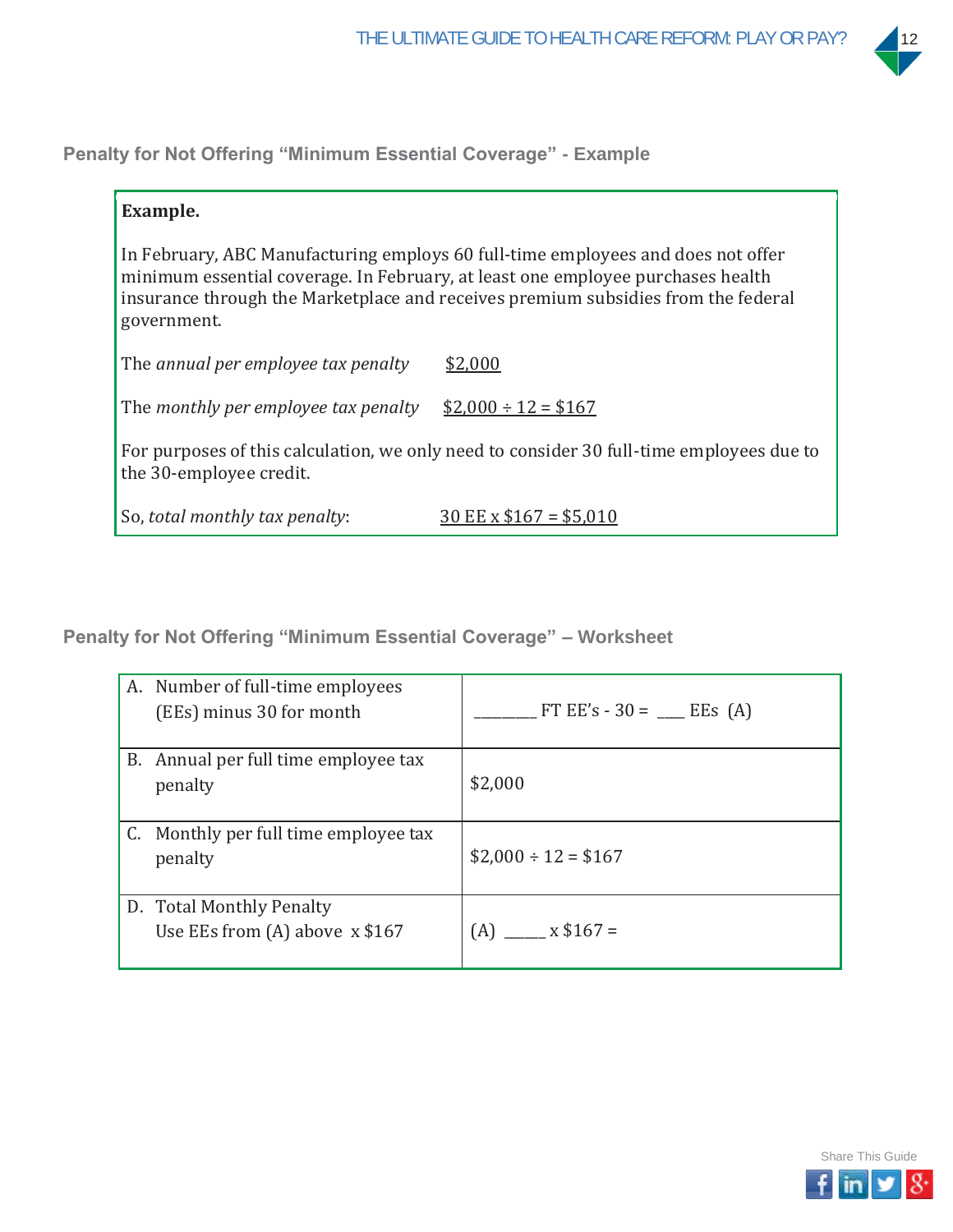## Penalty for Not Offering "Minimum Essential Coverage" - Example

**Example.**

In February, ABC Manufacturing employs 60 full-time employees and does not offer minimum essential coverage. In February, at least one employee purchases health insurance through the Marketplace and receives premium subsidies from the federal government.

The *annual per employee tax penalty* $2,000

The *monthly per employee tax penalty* $2,000 ÷ 12 = $167

For purposes of this calculation, we only need to consider 30 full-time employees due to the 30-employee credit.

So, *total monthly tax penalty*: 30 EE x $167 = $5,010

## Penalty for Not Offering "Minimum Essential Coverage" – Worksheet

| | |
|---|---|
| A. Number of full-time employees (EEs) minus 30 for month | ________ FT EE's - 30 = ___ EEs (A) |
| B. Annual per full time employee tax penalty | $2,000 |
| C. Monthly per full time employee tax penalty | $2,000 ÷ 12 = $167 |
| D. Total Monthly Penalty<br>Use EEs from (A) above x $167 | (A) _____ x $167 = |

Share This Guide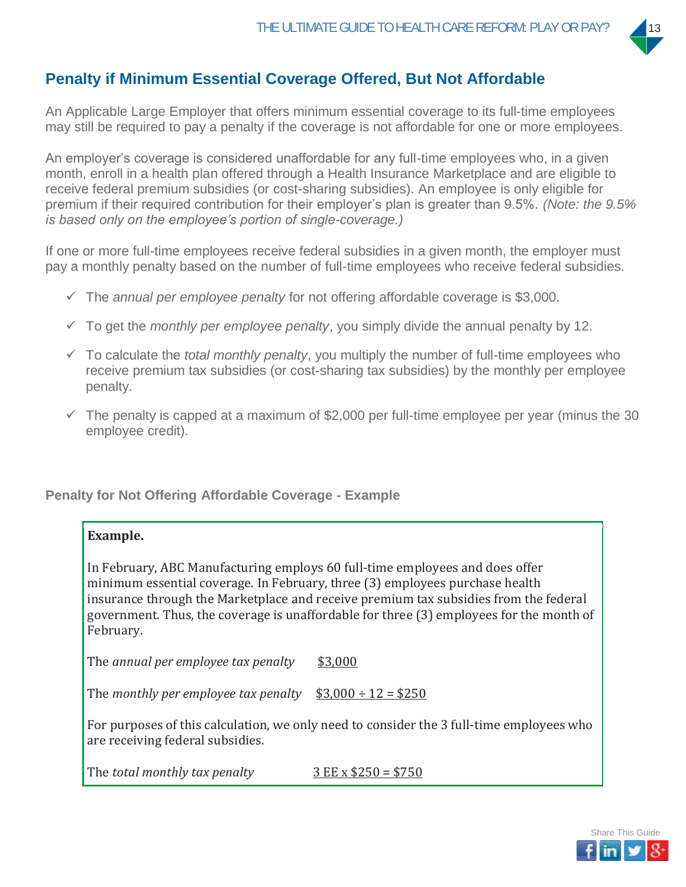## Penalty if Minimum Essential Coverage Offered, But Not Affordable

An Applicable Large Employer that offers minimum essential coverage to its full-time employees may still be required to pay a penalty if the coverage is not affordable for one or more employees.

An employer's coverage is considered unaffordable for any full-time employees who, in a given month, enroll in a health plan offered through a Health Insurance Marketplace and are eligible to receive federal premium subsidies (or cost-sharing subsidies). An employee is only eligible for premium if their required contribution for their employer's plan is greater than 9.5%. *(Note: the 9.5% is based only on the employee's portion of single-coverage.)*

If one or more full-time employees receive federal subsidies in a given month, the employer must pay a monthly penalty based on the number of full-time employees who receive federal subsidies.

- ✓ The *annual per employee penalty* for not offering affordable coverage is $3,000.
- ✓ To get the *monthly per employee penalty*, you simply divide the annual penalty by 12.
- ✓ To calculate the *total monthly penalty*, you multiply the number of full-time employees who receive premium tax subsidies (or cost-sharing tax subsidies) by the monthly per employee penalty.
- ✓ The penalty is capped at a maximum of $2,000 per full-time employee per year (minus the 30 employee credit).

#### Penalty for Not Offering Affordable Coverage - Example

**Example.**

In February, ABC Manufacturing employs 60 full-time employees and does offer minimum essential coverage. In February, three (3) employees purchase health insurance through the Marketplace and receive premium tax subsidies from the federal government. Thus, the coverage is unaffordable for three (3) employees for the month of February.

The *annual per employee tax penalty* <u>$3,000</u>

The *monthly per employee tax penalty* <u>$3,000 ÷ 12 = $250</u>

For purposes of this calculation, we only need to consider the 3 full-time employees who are receiving federal subsidies.

The *total monthly tax penalty* <u>3 EE x $250 = $750</u>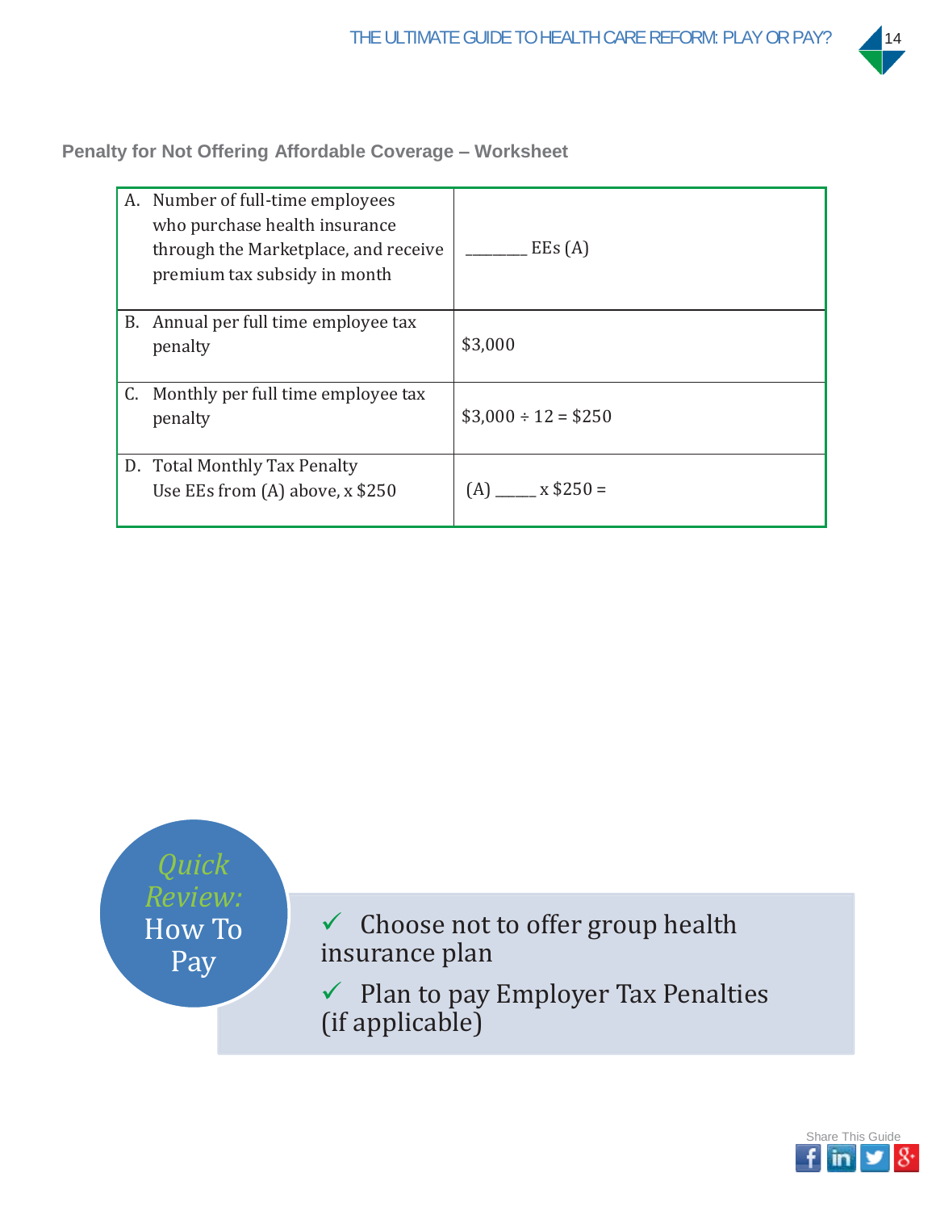### Penalty for Not Offering Affordable Coverage – Worksheet

| | |
|---|---|
| A. Number of full-time employees who purchase health insurance through the Marketplace, and receive premium tax subsidy in month | ________ EEs (A) |
| B. Annual per full time employee tax penalty | $3,000 |
| C. Monthly per full time employee tax penalty | $3,000 ÷ 12 = $250 |
| D. Total Monthly Tax Penalty Use EEs from (A) above, x $250 | (A) ______ x $250 = |

*Quick Review:* **How To Pay**

- ✓ Choose not to offer group health insurance plan
- ✓ Plan to pay Employer Tax Penalties (if applicable)

Share This Guide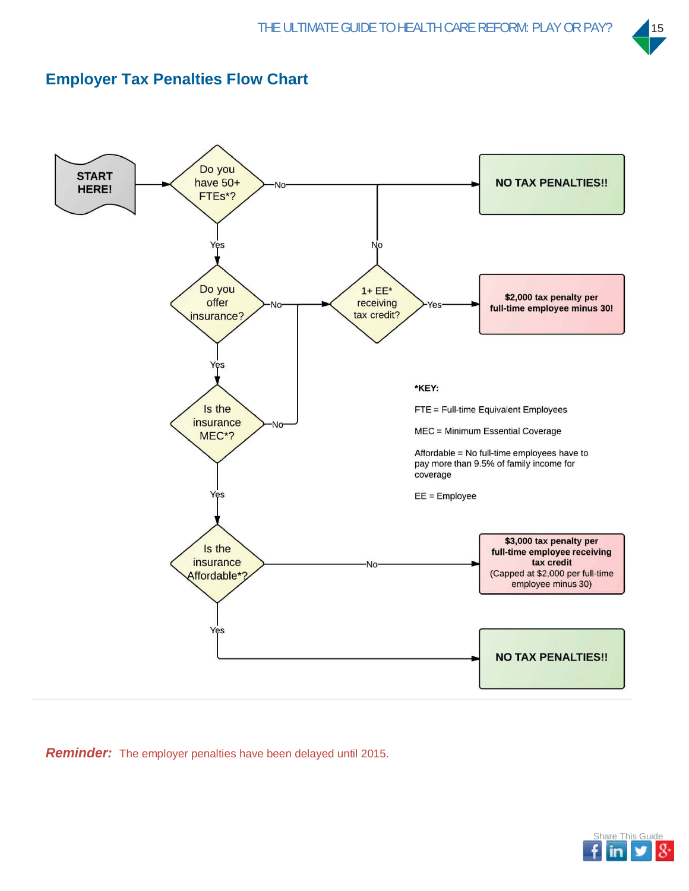## Employer Tax Penalties Flow Chart

START HERE!

Do you have 50+ FTEs*?

- No → NO TAX PENALTIES!!
- Yes → Do you offer insurance?
  - No → 1+ EE* receiving tax credit?
    - No → NO TAX PENALTIES!!
    - Yes → $2,000 tax penalty per full-time employee minus 30!
  - Yes → Is the insurance MEC*?
    - No → 1+ EE* receiving tax credit?
    - Yes → Is the insurance Affordable*?
      - No → $3,000 tax penalty per full-time employee receiving tax credit (Capped at $2,000 per full-time employee minus 30)
      - Yes → NO TAX PENALTIES!!

***KEY:**

FTE = Full-time Equivalent Employees

MEC = Minimum Essential Coverage

Affordable = No full-time employees have to pay more than 9.5% of family income for coverage

EE = Employee

***Reminder:*** The employer penalties have been delayed until 2015.

Share This Guide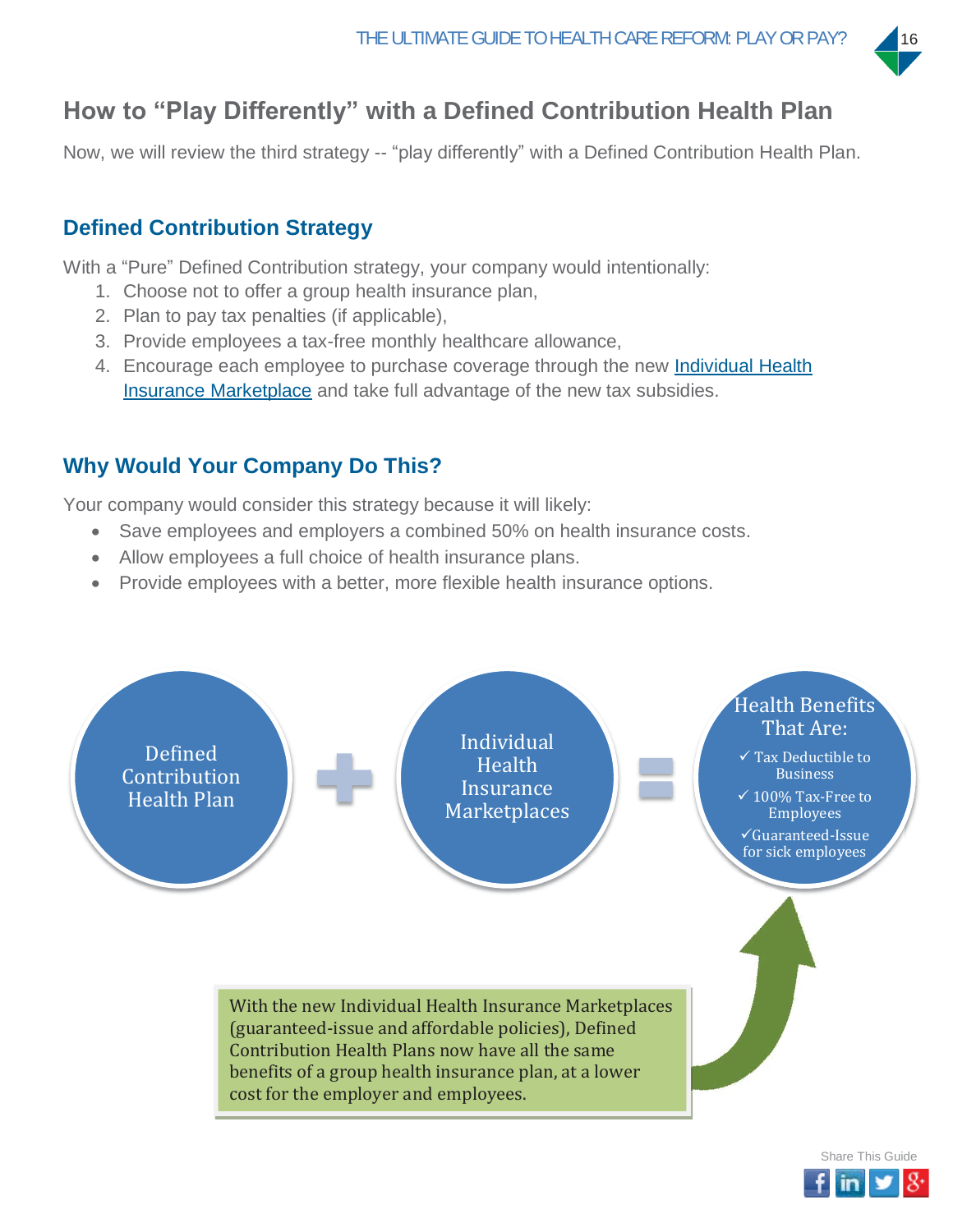## How to "Play Differently" with a Defined Contribution Health Plan

Now, we will review the third strategy -- "play differently" with a Defined Contribution Health Plan.

### Defined Contribution Strategy

With a "Pure" Defined Contribution strategy, your company would intentionally:

1. Choose not to offer a group health insurance plan,
2. Plan to pay tax penalties (if applicable),
3. Provide employees a tax-free monthly healthcare allowance,
4. Encourage each employee to purchase coverage through the new Individual Health Insurance Marketplace and take full advantage of the new tax subsidies.

### Why Would Your Company Do This?

Your company would consider this strategy because it will likely:

- Save employees and employers a combined 50% on health insurance costs.
- Allow employees a full choice of health insurance plans.
- Provide employees with a better, more flexible health insurance options.

Defined Contribution Health Plan + Individual Health Insurance Marketplaces = Health Benefits That Are:

- ✓ Tax Deductible to Business
- ✓ 100% Tax-Free to Employees
- ✓ Guaranteed-Issue for sick employees

With the new Individual Health Insurance Marketplaces (guaranteed-issue and affordable policies), Defined Contribution Health Plans now have all the same benefits of a group health insurance plan, at a lower cost for the employer and employees.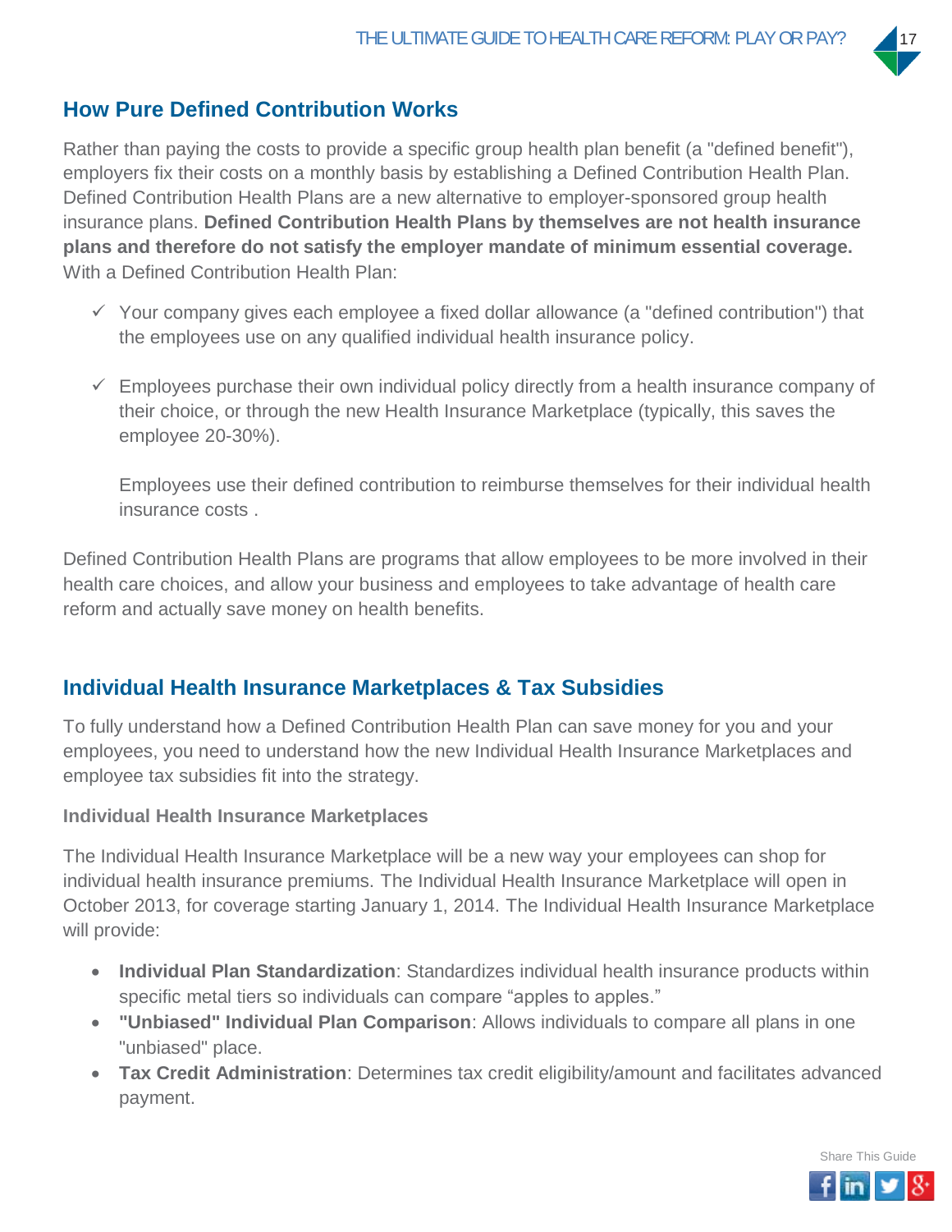## How Pure Defined Contribution Works

Rather than paying the costs to provide a specific group health plan benefit (a "defined benefit"), employers fix their costs on a monthly basis by establishing a Defined Contribution Health Plan. Defined Contribution Health Plans are a new alternative to employer-sponsored group health insurance plans. **Defined Contribution Health Plans by themselves are not health insurance plans and therefore do not satisfy the employer mandate of minimum essential coverage.** With a Defined Contribution Health Plan:

- ✓ Your company gives each employee a fixed dollar allowance (a "defined contribution") that the employees use on any qualified individual health insurance policy.
- ✓ Employees purchase their own individual policy directly from a health insurance company of their choice, or through the new Health Insurance Marketplace (typically, this saves the employee 20-30%).

  Employees use their defined contribution to reimburse themselves for their individual health insurance costs .

Defined Contribution Health Plans are programs that allow employees to be more involved in their health care choices, and allow your business and employees to take advantage of health care reform and actually save money on health benefits.

## Individual Health Insurance Marketplaces & Tax Subsidies

To fully understand how a Defined Contribution Health Plan can save money for you and your employees, you need to understand how the new Individual Health Insurance Marketplaces and employee tax subsidies fit into the strategy.

### Individual Health Insurance Marketplaces

The Individual Health Insurance Marketplace will be a new way your employees can shop for individual health insurance premiums. The Individual Health Insurance Marketplace will open in October 2013, for coverage starting January 1, 2014. The Individual Health Insurance Marketplace will provide:

- **Individual Plan Standardization**: Standardizes individual health insurance products within specific metal tiers so individuals can compare “apples to apples.”
- **"Unbiased" Individual Plan Comparison**: Allows individuals to compare all plans in one "unbiased" place.
- **Tax Credit Administration**: Determines tax credit eligibility/amount and facilitates advanced payment.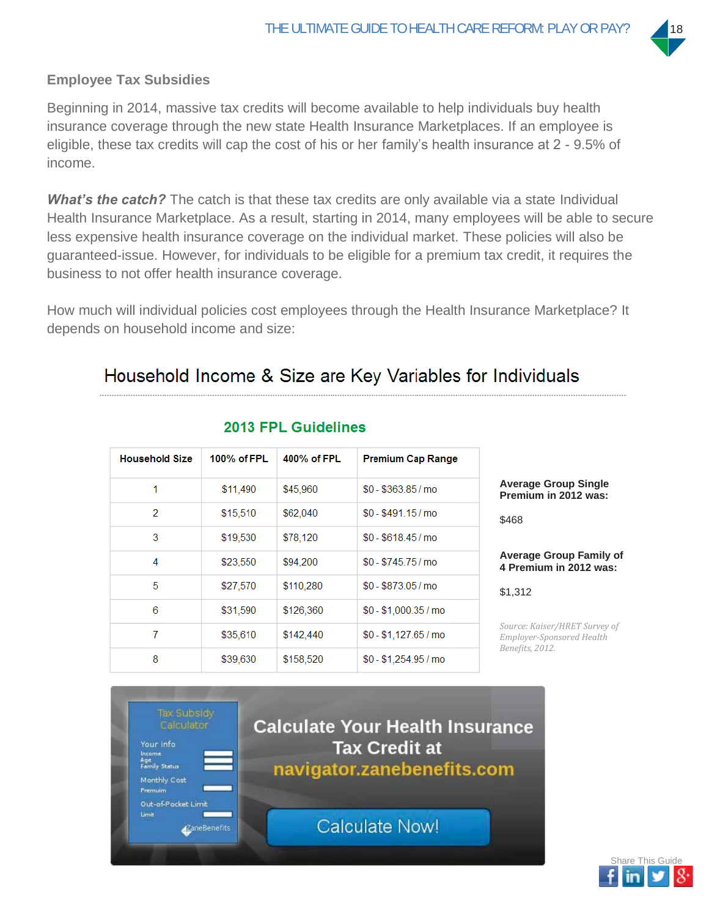## Employee Tax Subsidies

Beginning in 2014, massive tax credits will become available to help individuals buy health insurance coverage through the new state Health Insurance Marketplaces. If an employee is eligible, these tax credits will cap the cost of his or her family's health insurance at 2 - 9.5% of income.

***What's the catch?*** The catch is that these tax credits are only available via a state Individual Health Insurance Marketplace. As a result, starting in 2014, many employees will be able to secure less expensive health insurance coverage on the individual market. These policies will also be guaranteed-issue. However, for individuals to be eligible for a premium tax credit, it requires the business to not offer health insurance coverage.

How much will individual policies cost employees through the Health Insurance Marketplace? It depends on household income and size:

### Household Income & Size are Key Variables for Individuals

**2013 FPL Guidelines**

| Household Size | 100% of FPL | 400% of FPL | Premium Cap Range |
|---|---|---|---|
| 1 | $11,490 | $45,960 | $0 - $363.85 / mo |
| 2 | $15,510 | $62,040 | $0 - $491.15 / mo |
| 3 | $19,530 | $78,120 | $0 - $618.45 / mo |
| 4 | $23,550 | $94,200 | $0 - $745.75 / mo |
| 5 | $27,570 | $110,280 | $0 - $873.05 / mo |
| 6 | $31,590 | $126,360 | $0 - $1,000.35 / mo |
| 7 | $35,610 | $142,440 | $0 - $1,127.65 / mo |
| 8 | $39,630 | $158,520 | $0 - $1,254.95 / mo |

**Average Group Single Premium in 2012 was:**

$468

**Average Group Family of 4 Premium in 2012 was:**

$1,312

*Source: Kaiser/HRET Survey of Employer-Sponsored Health Benefits, 2012.*

Tax Subsidy Calculator

Your info
Income
Age
Family Status

Monthly Cost
Premium

Out-of-Pocket Limit
Limit

ZaneBenefits

**Calculate Your Health Insurance Tax Credit at navigator.zanebenefits.com**

Calculate Now!

Share This Guide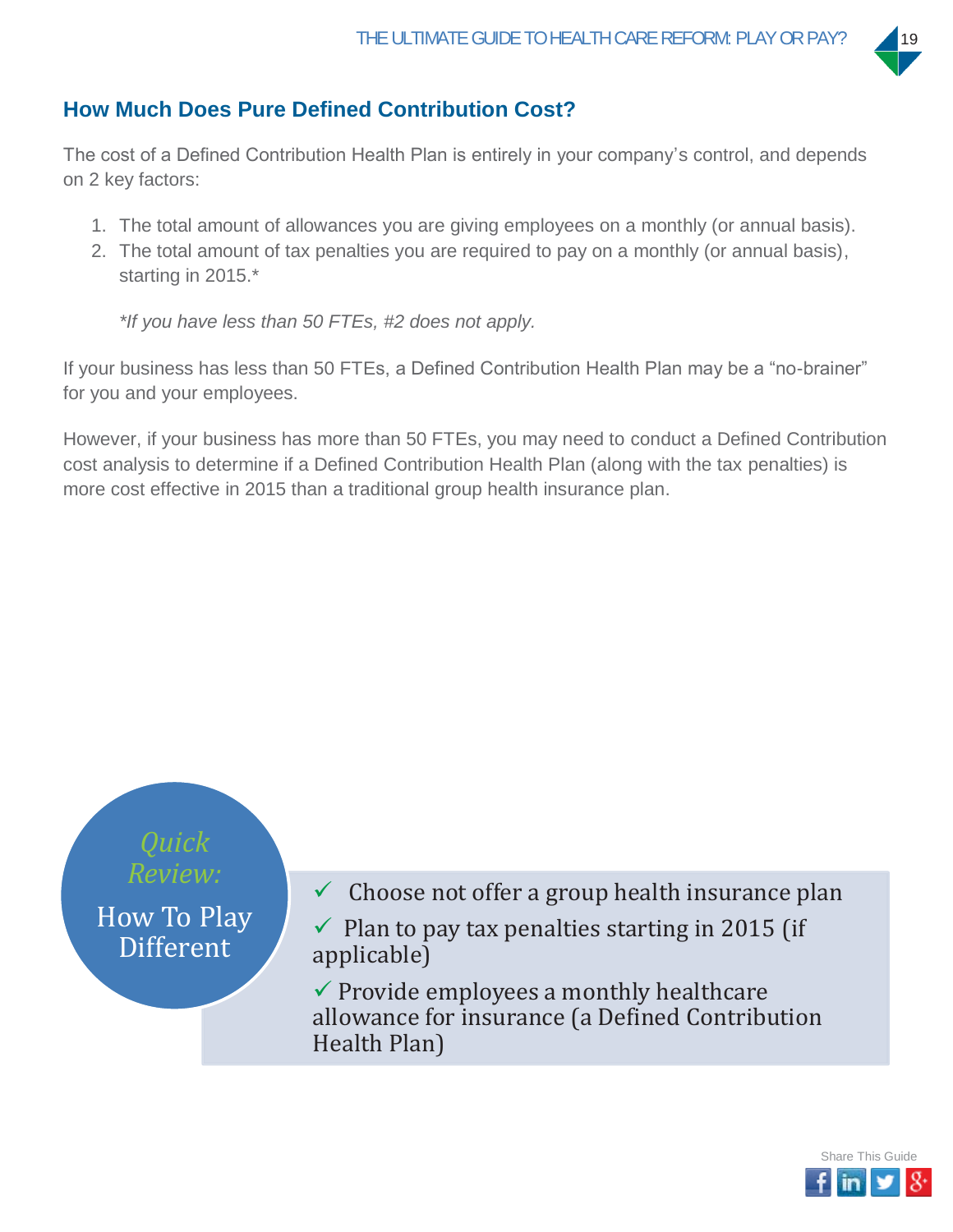## How Much Does Pure Defined Contribution Cost?

The cost of a Defined Contribution Health Plan is entirely in your company's control, and depends on 2 key factors:

1. The total amount of allowances you are giving employees on a monthly (or annual basis).
2. The total amount of tax penalties you are required to pay on a monthly (or annual basis), starting in 2015.*

   *\*If you have less than 50 FTEs, #2 does not apply.*

If your business has less than 50 FTEs, a Defined Contribution Health Plan may be a "no-brainer" for you and your employees.

However, if your business has more than 50 FTEs, you may need to conduct a Defined Contribution cost analysis to determine if a Defined Contribution Health Plan (along with the tax penalties) is more cost effective in 2015 than a traditional group health insurance plan.

*Quick Review:*

**How To Play Different**

- ✓ Choose not offer a group health insurance plan
- ✓ Plan to pay tax penalties starting in 2015 (if applicable)
- ✓ Provide employees a monthly healthcare allowance for insurance (a Defined Contribution Health Plan)

Share This Guide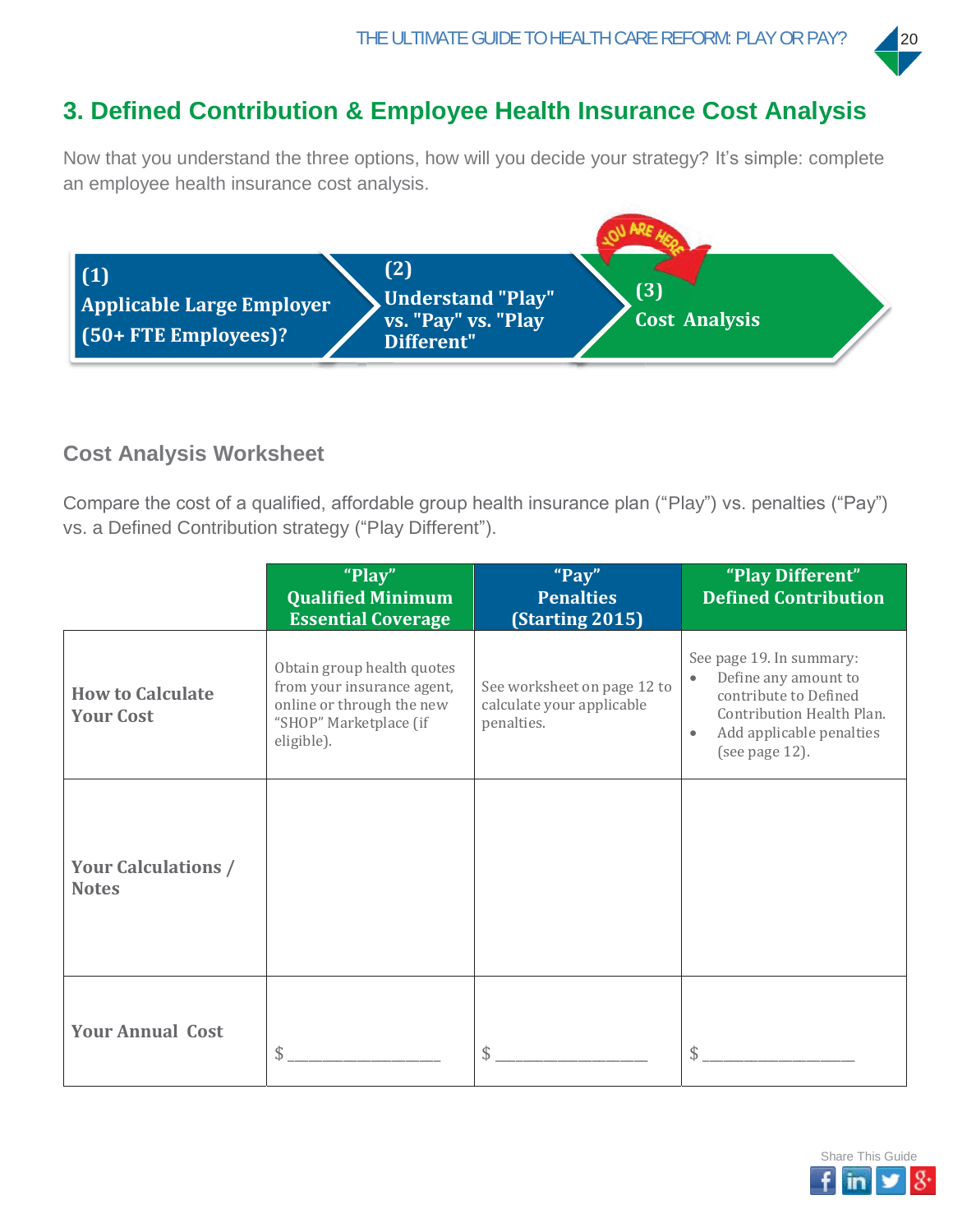## 3. Defined Contribution & Employee Health Insurance Cost Analysis

Now that you understand the three options, how will you decide your strategy? It's simple: complete an employee health insurance cost analysis.

**(1) Applicable Large Employer (50+ FTE Employees)?** → **(2) Understand "Play" vs. "Pay" vs. "Play Different"** → **(3) Cost Analysis** (YOU ARE HERE)

### Cost Analysis Worksheet

Compare the cost of a qualified, affordable group health insurance plan ("Play") vs. penalties ("Pay") vs. a Defined Contribution strategy ("Play Different").

| | "Play" Qualified Minimum Essential Coverage | "Pay" Penalties (Starting 2015) | "Play Different" Defined Contribution |
|---|---|---|---|
| **How to Calculate Your Cost** | Obtain group health quotes from your insurance agent, online or through the new "SHOP" Marketplace (if eligible). | See worksheet on page 12 to calculate your applicable penalties. | See page 19. In summary: • Define any amount to contribute to Defined Contribution Health Plan. • Add applicable penalties (see page 12). |
| **Your Calculations / Notes** | | | |
| **Your Annual Cost** | $ ________________ | $ ________________ | $ ________________ |

Share This Guide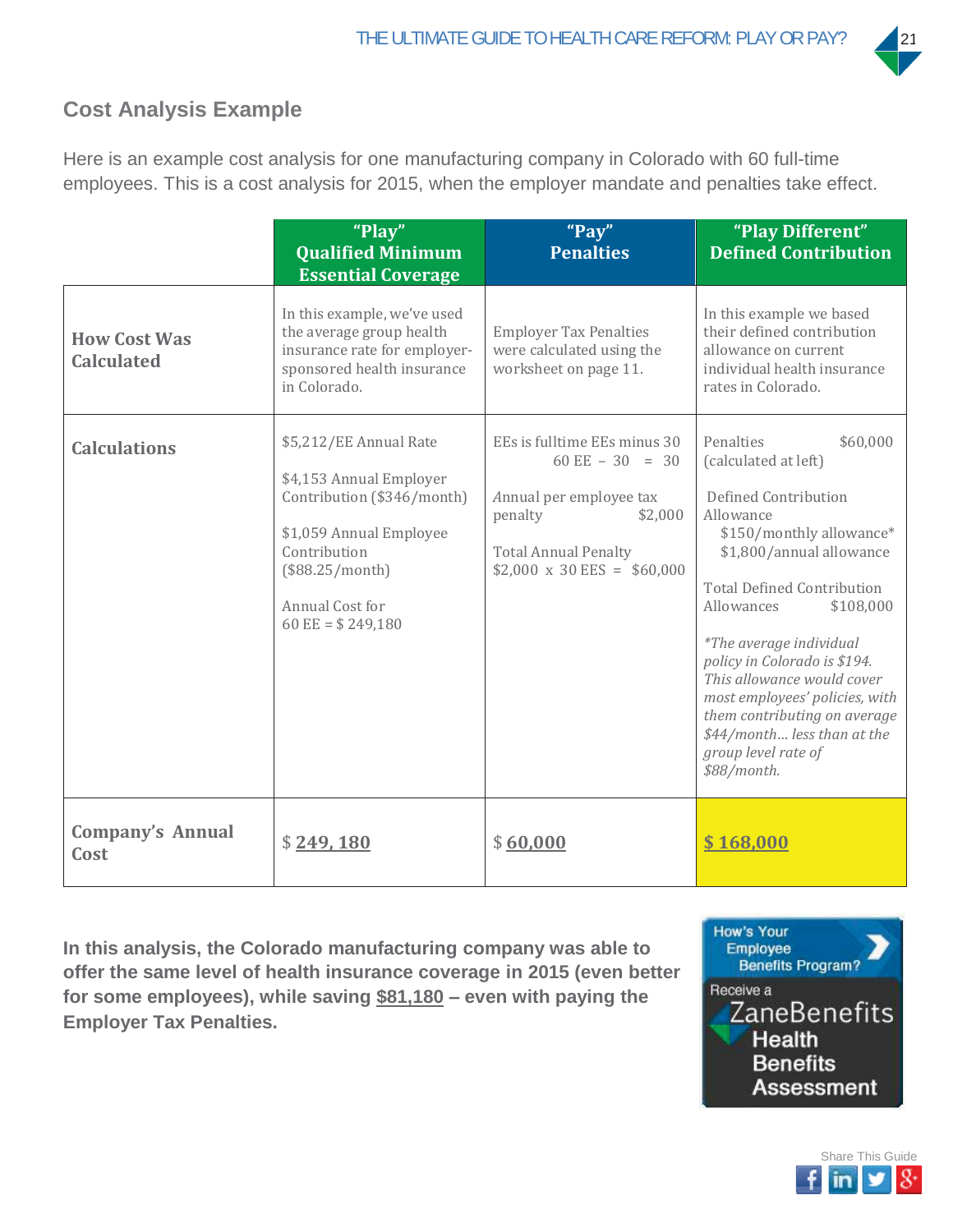## Cost Analysis Example

Here is an example cost analysis for one manufacturing company in Colorado with 60 full-time employees. This is a cost analysis for 2015, when the employer mandate and penalties take effect.

| | "Play" Qualified Minimum Essential Coverage | "Pay" Penalties | "Play Different" Defined Contribution |
|---|---|---|---|
| **How Cost Was Calculated** | In this example, we've used the average group health insurance rate for employer-sponsored health insurance in Colorado. | Employer Tax Penalties were calculated using the worksheet on page 11. | In this example we based their defined contribution allowance on current individual health insurance rates in Colorado. |
| **Calculations** | $5,212/EE Annual Rate<br><br>$4,153 Annual Employer Contribution ($346/month)<br><br>$1,059 Annual Employee Contribution ($88.25/month)<br><br>Annual Cost for 60 EE = $ 249,180 | EEs is fulltime EEs minus 30<br>60 EE – 30 = 30<br><br>*A*nnual per employee tax penalty $2,000<br><br>Total Annual Penalty<br>$2,000 x 30 EES = $60,000 | Penalties $60,000 (calculated at left)<br><br>Defined Contribution Allowance<br>$150/monthly allowance*<br>$1,800/annual allowance<br><br>Total Defined Contribution Allowances $108,000<br><br>*\*The average individual policy in Colorado is $194. This allowance would cover most employees' policies, with them contributing on average $44/month… less than at the group level rate of $88/month.* |
| **Company's Annual Cost** | $ **249, 180** | $ **60,000** | **$ 168,000** |

**In this analysis, the Colorado manufacturing company was able to offer the same level of health insurance coverage in 2015 (even better for some employees), while saving $81,180 – even with paying the Employer Tax Penalties.**

How's Your Employee Benefits Program?

Receive a ZaneBenefits Health Benefits Assessment

Share This Guide